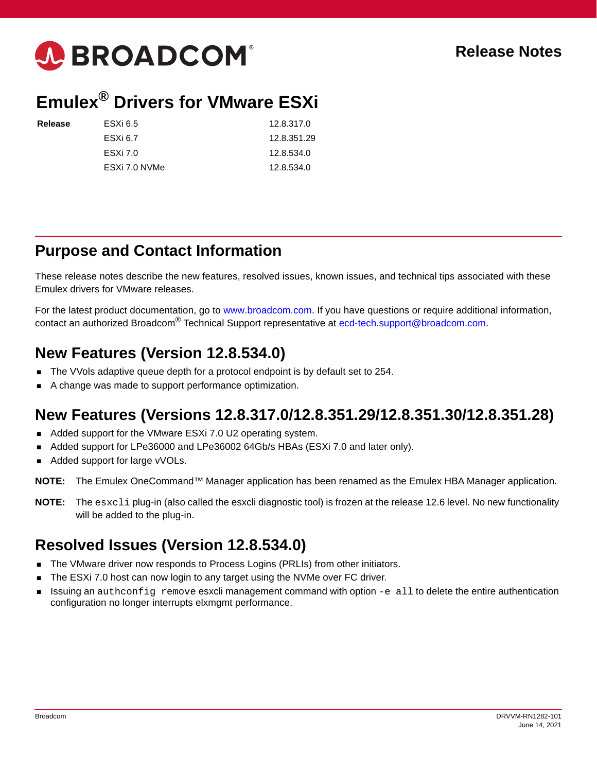# Emulex® Drivers for VMware ESXi

| Release | | |
|---|---|---|
| | ESXi 6.5 | 12.8.317.0 |
| | ESXi 6.7 | 12.8.351.29 |
| | ESXi 7.0 | 12.8.534.0 |
| | ESXi 7.0 NVMe | 12.8.534.0 |

## Purpose and Contact Information

These release notes describe the new features, resolved issues, known issues, and technical tips associated with these Emulex drivers for VMware releases.

For the latest product documentation, go to www.broadcom.com. If you have questions or require additional information, contact an authorized Broadcom® Technical Support representative at ecd-tech.support@broadcom.com.

## New Features (Version 12.8.534.0)

- The VVols adaptive queue depth for a protocol endpoint is by default set to 254.
- A change was made to support performance optimization.

## New Features (Versions 12.8.317.0/12.8.351.29/12.8.351.30/12.8.351.28)

- Added support for the VMware ESXi 7.0 U2 operating system.
- Added support for LPe36000 and LPe36002 64Gb/s HBAs (ESXi 7.0 and later only).
- Added support for large vVOLs.

**NOTE:** The Emulex OneCommand™ Manager application has been renamed as the Emulex HBA Manager application.

**NOTE:** The `esxcli` plug-in (also called the esxcli diagnostic tool) is frozen at the release 12.6 level. No new functionality will be added to the plug-in.

## Resolved Issues (Version 12.8.534.0)

- The VMware driver now responds to Process Logins (PRLIs) from other initiators.
- The ESXi 7.0 host can now login to any target using the NVMe over FC driver.
- Issuing an `authconfig remove` esxcli management command with option `-e all` to delete the entire authentication configuration no longer interrupts elxmgmt performance.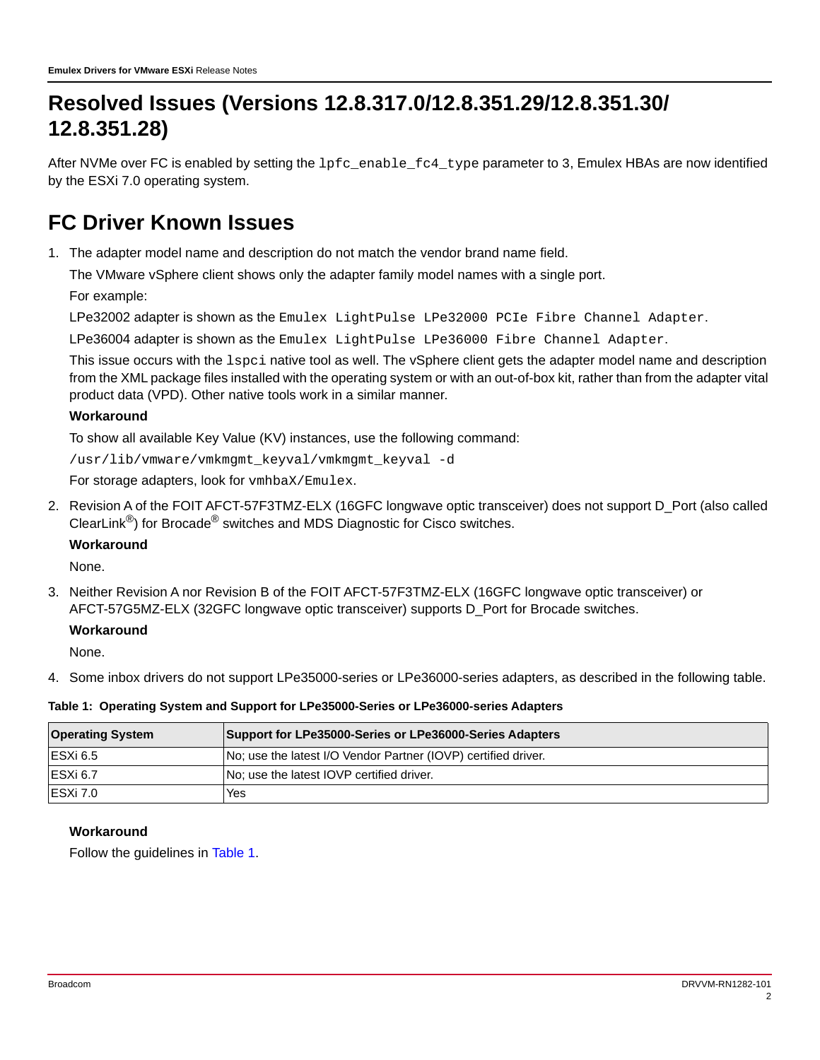# Resolved Issues (Versions 12.8.317.0/12.8.351.29/12.8.351.30/ 12.8.351.28)

After NVMe over FC is enabled by setting the `lpfc_enable_fc4_type` parameter to 3, Emulex HBAs are now identified by the ESXi 7.0 operating system.

# FC Driver Known Issues

1. The adapter model name and description do not match the vendor brand name field.

   The VMware vSphere client shows only the adapter family model names with a single port.

   For example:

   LPe32002 adapter is shown as the `Emulex LightPulse LPe32000 PCIe Fibre Channel Adapter`.

   LPe36004 adapter is shown as the `Emulex LightPulse LPe36000 Fibre Channel Adapter`.

   This issue occurs with the `lspci` native tool as well. The vSphere client gets the adapter model name and description from the XML package files installed with the operating system or with an out-of-box kit, rather than from the adapter vital product data (VPD). Other native tools work in a similar manner.

   **Workaround**

   To show all available Key Value (KV) instances, use the following command:

   ```
   /usr/lib/vmware/vmkmgmt_keyval/vmkmgmt_keyval -d
   ```

   For storage adapters, look for `vmhbaX/Emulex`.

2. Revision A of the FOIT AFCT-57F3TMZ-ELX (16GFC longwave optic transceiver) does not support D_Port (also called ClearLink®) for Brocade® switches and MDS Diagnostic for Cisco switches.

   **Workaround**

   None.

3. Neither Revision A nor Revision B of the FOIT AFCT-57F3TMZ-ELX (16GFC longwave optic transceiver) or AFCT-57G5MZ-ELX (32GFC longwave optic transceiver) supports D_Port for Brocade switches.

   **Workaround**

   None.

4. Some inbox drivers do not support LPe35000-series or LPe36000-series adapters, as described in the following table.

**Table 1: Operating System and Support for LPe35000-Series or LPe36000-series Adapters**

| Operating System | Support for LPe35000-Series or LPe36000-Series Adapters |
|---|---|
| ESXi 6.5 | No; use the latest I/O Vendor Partner (IOVP) certified driver. |
| ESXi 6.7 | No; use the latest IOVP certified driver. |
| ESXi 7.0 | Yes |

   **Workaround**

   Follow the guidelines in Table 1.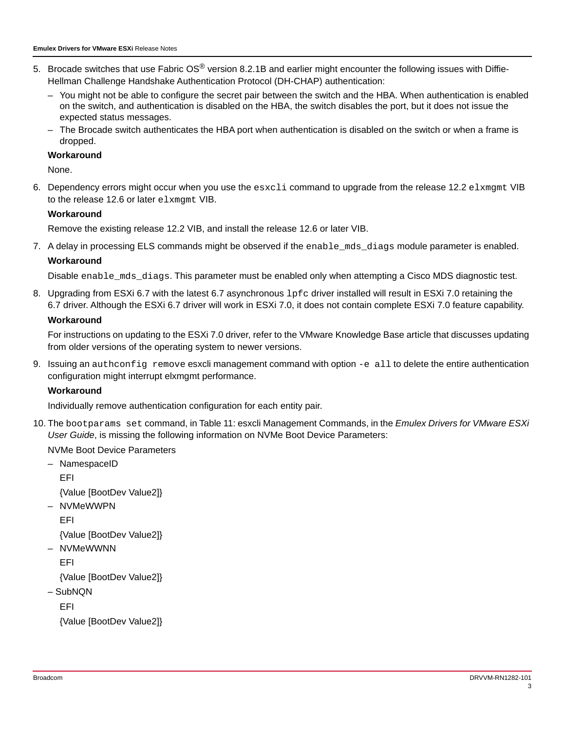5. Brocade switches that use Fabric OS® version 8.2.1B and earlier might encounter the following issues with Diffie-Hellman Challenge Handshake Authentication Protocol (DH-CHAP) authentication:
   - You might not be able to configure the secret pair between the switch and the HBA. When authentication is enabled on the switch, and authentication is disabled on the HBA, the switch disables the port, but it does not issue the expected status messages.
   - The Brocade switch authenticates the HBA port when authentication is disabled on the switch or when a frame is dropped.

   **Workaround**

   None.

6. Dependency errors might occur when you use the `esxcli` command to upgrade from the release 12.2 `elxmgmt` VIB to the release 12.6 or later `elxmgmt` VIB.

   **Workaround**

   Remove the existing release 12.2 VIB, and install the release 12.6 or later VIB.

7. A delay in processing ELS commands might be observed if the `enable_mds_diags` module parameter is enabled.

   **Workaround**

   Disable `enable_mds_diags`. This parameter must be enabled only when attempting a Cisco MDS diagnostic test.

8. Upgrading from ESXi 6.7 with the latest 6.7 asynchronous `lpfc` driver installed will result in ESXi 7.0 retaining the 6.7 driver. Although the ESXi 6.7 driver will work in ESXi 7.0, it does not contain complete ESXi 7.0 feature capability.

   **Workaround**

   For instructions on updating to the ESXi 7.0 driver, refer to the VMware Knowledge Base article that discusses updating from older versions of the operating system to newer versions.

9. Issuing an `authconfig remove` esxcli management command with option `-e all` to delete the entire authentication configuration might interrupt elxmgmt performance.

   **Workaround**

   Individually remove authentication configuration for each entity pair.

10. The `bootparams set` command, in Table 11: esxcli Management Commands, in the *Emulex Drivers for VMware ESXi User Guide*, is missing the following information on NVMe Boot Device Parameters:

    NVMe Boot Device Parameters

    - NamespaceID

      EFI

      {Value [BootDev Value2]}
    - NVMeWWPN

      EFI

      {Value [BootDev Value2]}
    - NVMeWWNN

      EFI

      {Value [BootDev Value2]}
    - SubNQN

      EFI

      {Value [BootDev Value2]}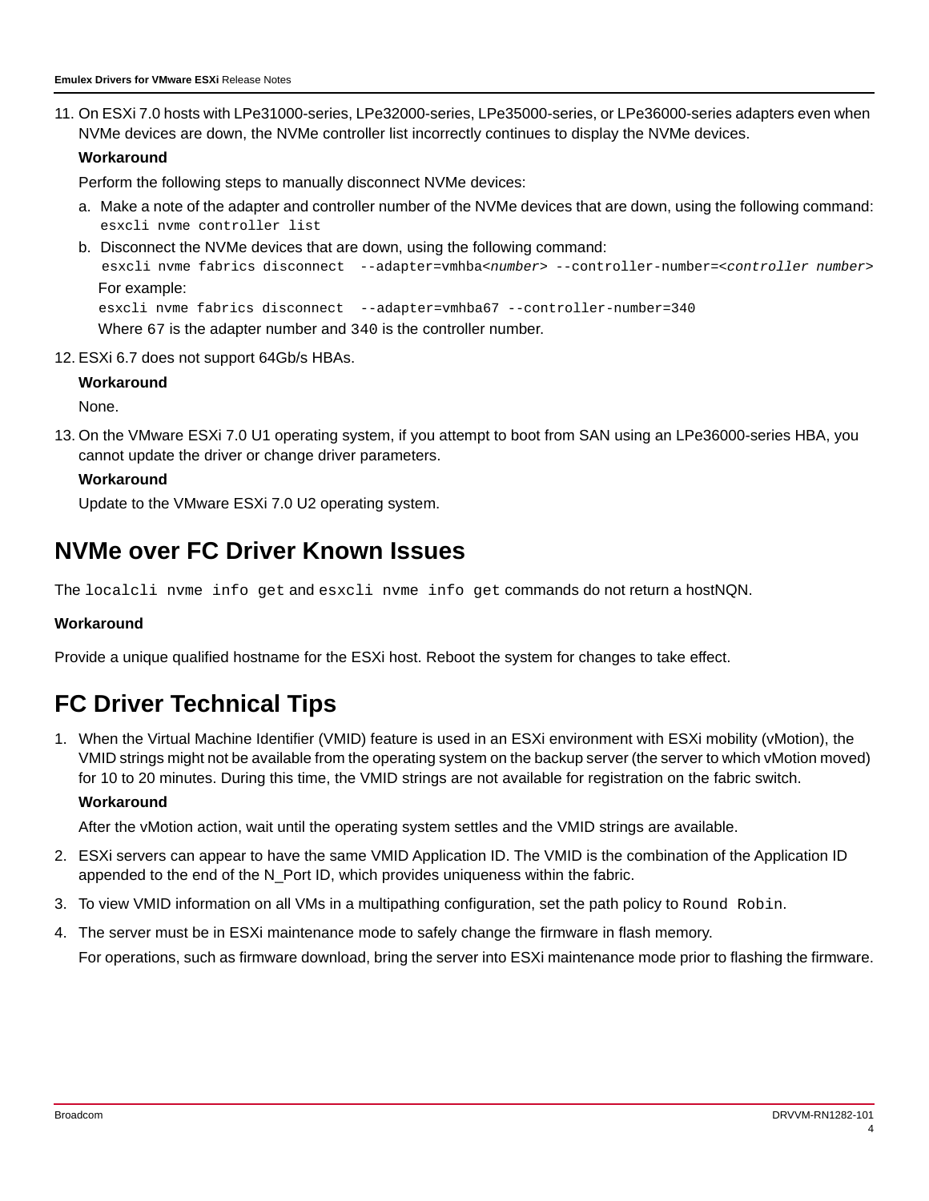11. On ESXi 7.0 hosts with LPe31000-series, LPe32000-series, LPe35000-series, or LPe36000-series adapters even when NVMe devices are down, the NVMe controller list incorrectly continues to display the NVMe devices.

    **Workaround**

    Perform the following steps to manually disconnect NVMe devices:

    a. Make a note of the adapter and controller number of the NVMe devices that are down, using the following command:
       `esxcli nvme controller list`
    b. Disconnect the NVMe devices that are down, using the following command:
       `esxcli nvme fabrics disconnect --adapter=vmhba<number> --controller-number=<controller number>`

       For example:

       `esxcli nvme fabrics disconnect --adapter=vmhba67 --controller-number=340`

       Where `67` is the adapter number and `340` is the controller number.

12. ESXi 6.7 does not support 64Gb/s HBAs.

    **Workaround**

    None.

13. On the VMware ESXi 7.0 U1 operating system, if you attempt to boot from SAN using an LPe36000-series HBA, you cannot update the driver or change driver parameters.

    **Workaround**

    Update to the VMware ESXi 7.0 U2 operating system.

## NVMe over FC Driver Known Issues

The `localcli nvme info get` and `esxcli nvme info get` commands do not return a hostNQN.

**Workaround**

Provide a unique qualified hostname for the ESXi host. Reboot the system for changes to take effect.

## FC Driver Technical Tips

1. When the Virtual Machine Identifier (VMID) feature is used in an ESXi environment with ESXi mobility (vMotion), the VMID strings might not be available from the operating system on the backup server (the server to which vMotion moved) for 10 to 20 minutes. During this time, the VMID strings are not available for registration on the fabric switch.

   **Workaround**

   After the vMotion action, wait until the operating system settles and the VMID strings are available.

2. ESXi servers can appear to have the same VMID Application ID. The VMID is the combination of the Application ID appended to the end of the N_Port ID, which provides uniqueness within the fabric.
3. To view VMID information on all VMs in a multipathing configuration, set the path policy to `Round Robin`.
4. The server must be in ESXi maintenance mode to safely change the firmware in flash memory.

   For operations, such as firmware download, bring the server into ESXi maintenance mode prior to flashing the firmware.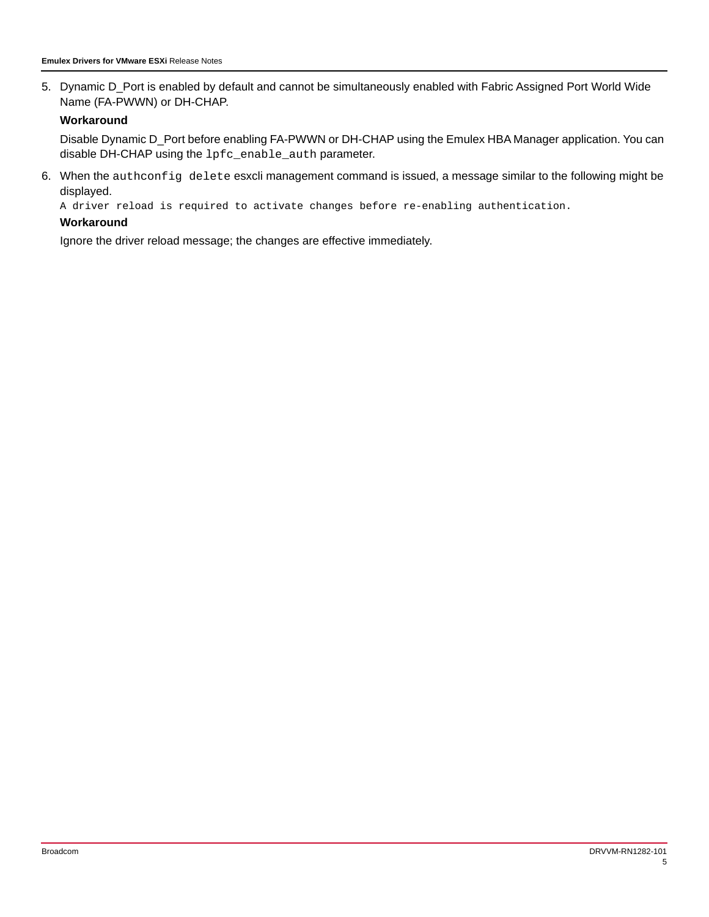5. Dynamic D_Port is enabled by default and cannot be simultaneously enabled with Fabric Assigned Port World Wide Name (FA-PWWN) or DH-CHAP.

   **Workaround**

   Disable Dynamic D_Port before enabling FA-PWWN or DH-CHAP using the Emulex HBA Manager application. You can disable DH-CHAP using the `lpfc_enable_auth` parameter.

6. When the `authconfig delete` esxcli management command is issued, a message similar to the following might be displayed.

   ```
   A driver reload is required to activate changes before re-enabling authentication.
   ```

   **Workaround**

   Ignore the driver reload message; the changes are effective immediately.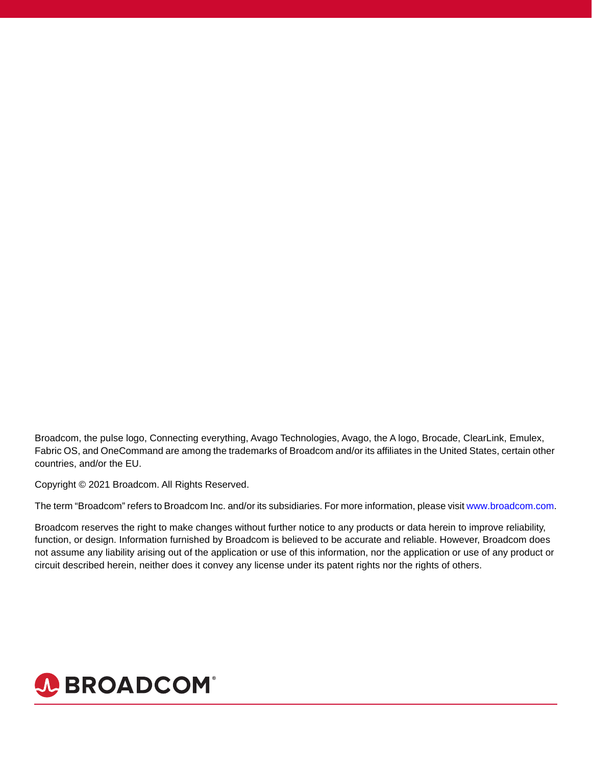Broadcom, the pulse logo, Connecting everything, Avago Technologies, Avago, the A logo, Brocade, ClearLink, Emulex, Fabric OS, and OneCommand are among the trademarks of Broadcom and/or its affiliates in the United States, certain other countries, and/or the EU.

Copyright © 2021 Broadcom. All Rights Reserved.

The term "Broadcom" refers to Broadcom Inc. and/or its subsidiaries. For more information, please visit www.broadcom.com.

Broadcom reserves the right to make changes without further notice to any products or data herein to improve reliability, function, or design. Information furnished by Broadcom is believed to be accurate and reliable. However, Broadcom does not assume any liability arising out of the application or use of this information, nor the application or use of any product or circuit described herein, neither does it convey any license under its patent rights nor the rights of others.

BROADCOM®